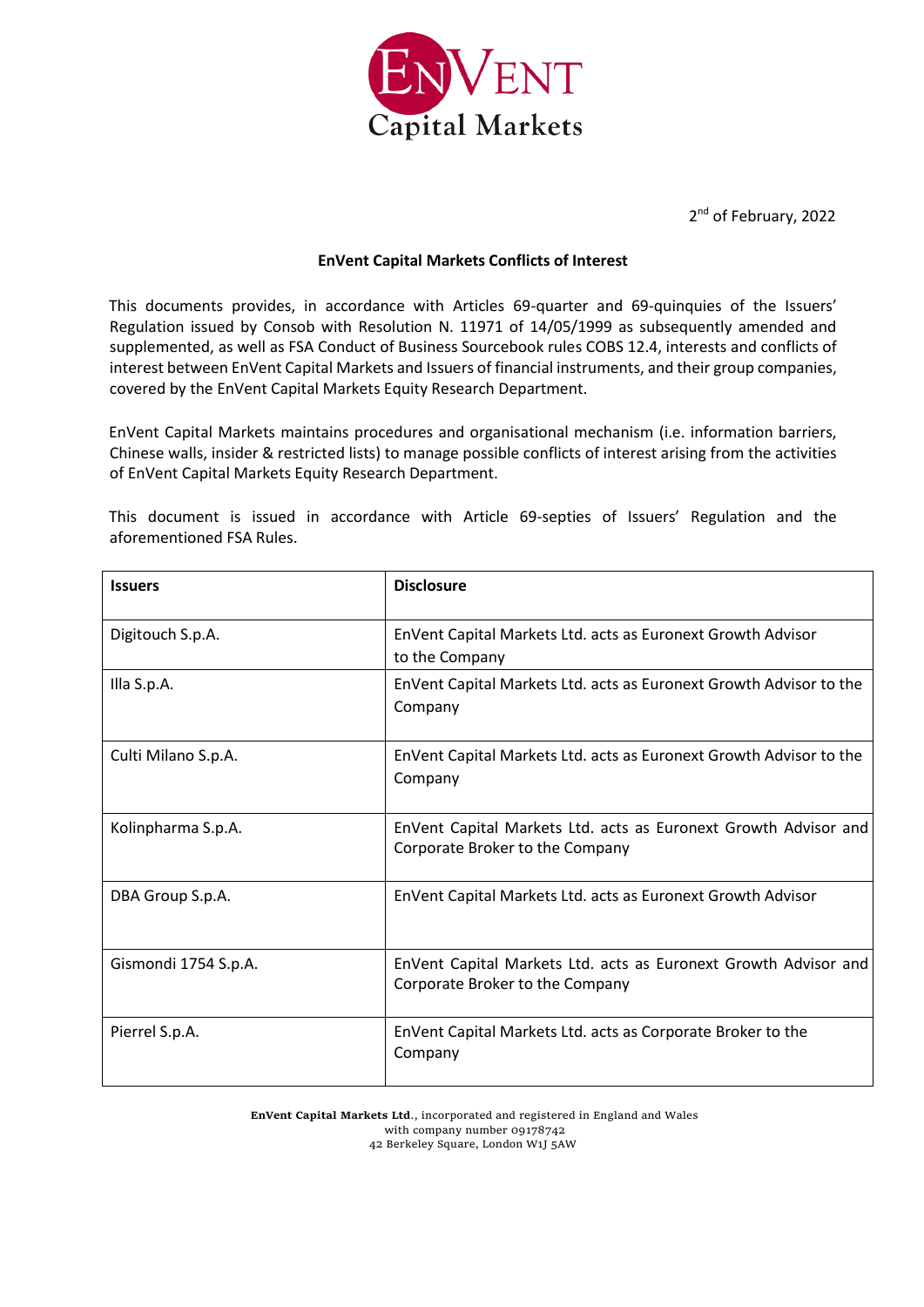2nd of February, 2022

**EnVent Capital Markets Conflicts of Interest**

This documents provides, in accordance with Articles 69-quarter and 69-quinquies of the Issuers' Regulation issued by Consob with Resolution N. 11971 of 14/05/1999 as subsequently amended and supplemented, as well as FSA Conduct of Business Sourcebook rules COBS 12.4, interests and conflicts of interest between EnVent Capital Markets and Issuers of financial instruments, and their group companies, covered by the EnVent Capital Markets Equity Research Department.

EnVent Capital Markets maintains procedures and organisational mechanism (i.e. information barriers, Chinese walls, insider & restricted lists) to manage possible conflicts of interest arising from the activities of EnVent Capital Markets Equity Research Department.

This document is issued in accordance with Article 69-septies of Issuers' Regulation and the aforementioned FSA Rules.

| **Issuers** | **Disclosure** |
|---|---|
| Digitouch S.p.A. | EnVent Capital Markets Ltd. acts as Euronext Growth Advisor to the Company |
| Illa S.p.A. | EnVent Capital Markets Ltd. acts as Euronext Growth Advisor to the Company |
| Culti Milano S.p.A. | EnVent Capital Markets Ltd. acts as Euronext Growth Advisor to the Company |
| Kolinpharma S.p.A. | EnVent Capital Markets Ltd. acts as Euronext Growth Advisor and Corporate Broker to the Company |
| DBA Group S.p.A. | EnVent Capital Markets Ltd. acts as Euronext Growth Advisor |
| Gismondi 1754 S.p.A. | EnVent Capital Markets Ltd. acts as Euronext Growth Advisor and Corporate Broker to the Company |
| Pierrel S.p.A. | EnVent Capital Markets Ltd. acts as Corporate Broker to the Company |

**EnVent Capital Markets Ltd**., incorporated and registered in England and Wales with company number 09178742
42 Berkeley Square, London W1J 5AW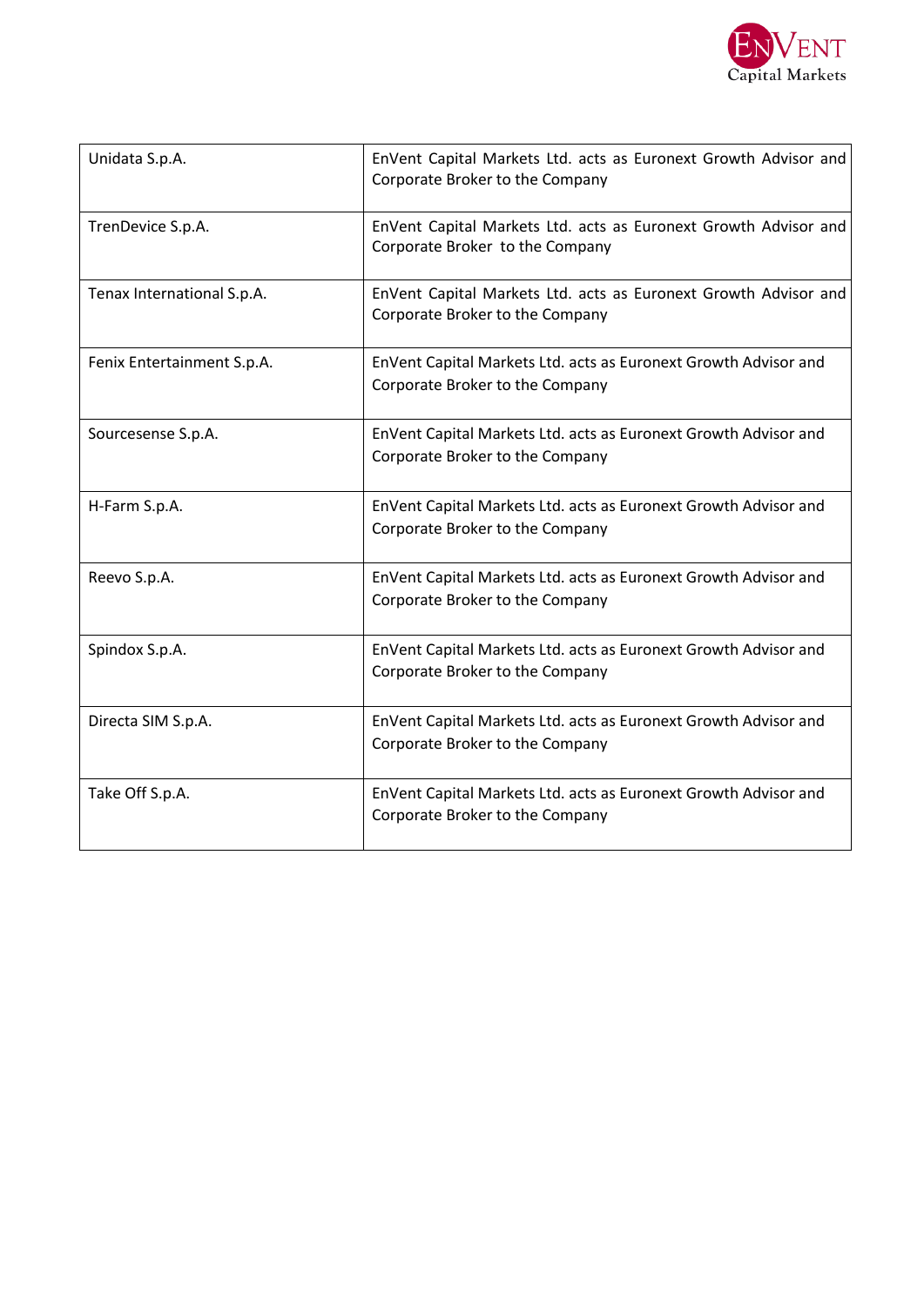| | |
|---|---|
| Unidata S.p.A. | EnVent Capital Markets Ltd. acts as Euronext Growth Advisor and Corporate Broker to the Company |
| TrenDevice S.p.A. | EnVent Capital Markets Ltd. acts as Euronext Growth Advisor and Corporate Broker to the Company |
| Tenax International S.p.A. | EnVent Capital Markets Ltd. acts as Euronext Growth Advisor and Corporate Broker to the Company |
| Fenix Entertainment S.p.A. | EnVent Capital Markets Ltd. acts as Euronext Growth Advisor and Corporate Broker to the Company |
| Sourcesense S.p.A. | EnVent Capital Markets Ltd. acts as Euronext Growth Advisor and Corporate Broker to the Company |
| H-Farm S.p.A. | EnVent Capital Markets Ltd. acts as Euronext Growth Advisor and Corporate Broker to the Company |
| Reevo S.p.A. | EnVent Capital Markets Ltd. acts as Euronext Growth Advisor and Corporate Broker to the Company |
| Spindox S.p.A. | EnVent Capital Markets Ltd. acts as Euronext Growth Advisor and Corporate Broker to the Company |
| Directa SIM S.p.A. | EnVent Capital Markets Ltd. acts as Euronext Growth Advisor and Corporate Broker to the Company |
| Take Off S.p.A. | EnVent Capital Markets Ltd. acts as Euronext Growth Advisor and Corporate Broker to the Company |